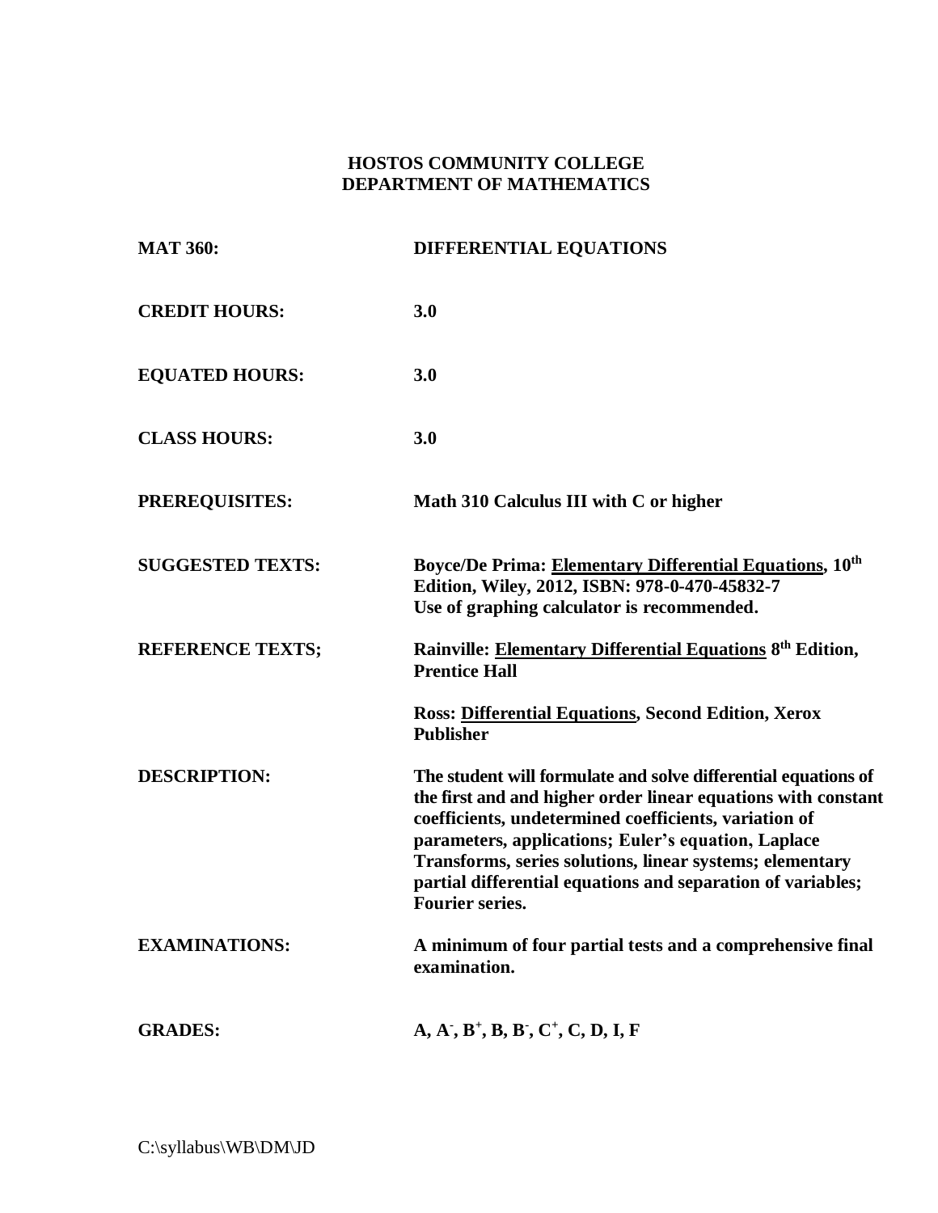**HOSTOS COMMUNITY COLLEGE**
**DEPARTMENT OF MATHEMATICS**

| | |
|---|---|
| **MAT 360:** | **DIFFERENTIAL EQUATIONS** |
| **CREDIT HOURS:** | **3.0** |
| **EQUATED HOURS:** | **3.0** |
| **CLASS HOURS:** | **3.0** |
| **PREREQUISITES:** | **Math 310 Calculus III with C or higher** |
| **SUGGESTED TEXTS:** | **Boyce/De Prima: Elementary Differential Equations, 10th Edition, Wiley, 2012, ISBN: 978-0-470-45832-7**<br>**Use of graphing calculator is recommended.** |
| **REFERENCE TEXTS;** | **Rainville: Elementary Differential Equations 8th Edition, Prentice Hall**<br><br>**Ross: Differential Equations, Second Edition, Xerox Publisher** |
| **DESCRIPTION:** | **The student will formulate and solve differential equations of the first and and higher order linear equations with constant coefficients, undetermined coefficients, variation of parameters, applications; Euler's equation, Laplace Transforms, series solutions, linear systems; elementary partial differential equations and separation of variables; Fourier series.** |
| **EXAMINATIONS:** | **A minimum of four partial tests and a comprehensive final examination.** |
| **GRADES:** | **A, A-, B+, B, B-, C+, C, D, I, F** |

C:\syllabus\WB\DM\JD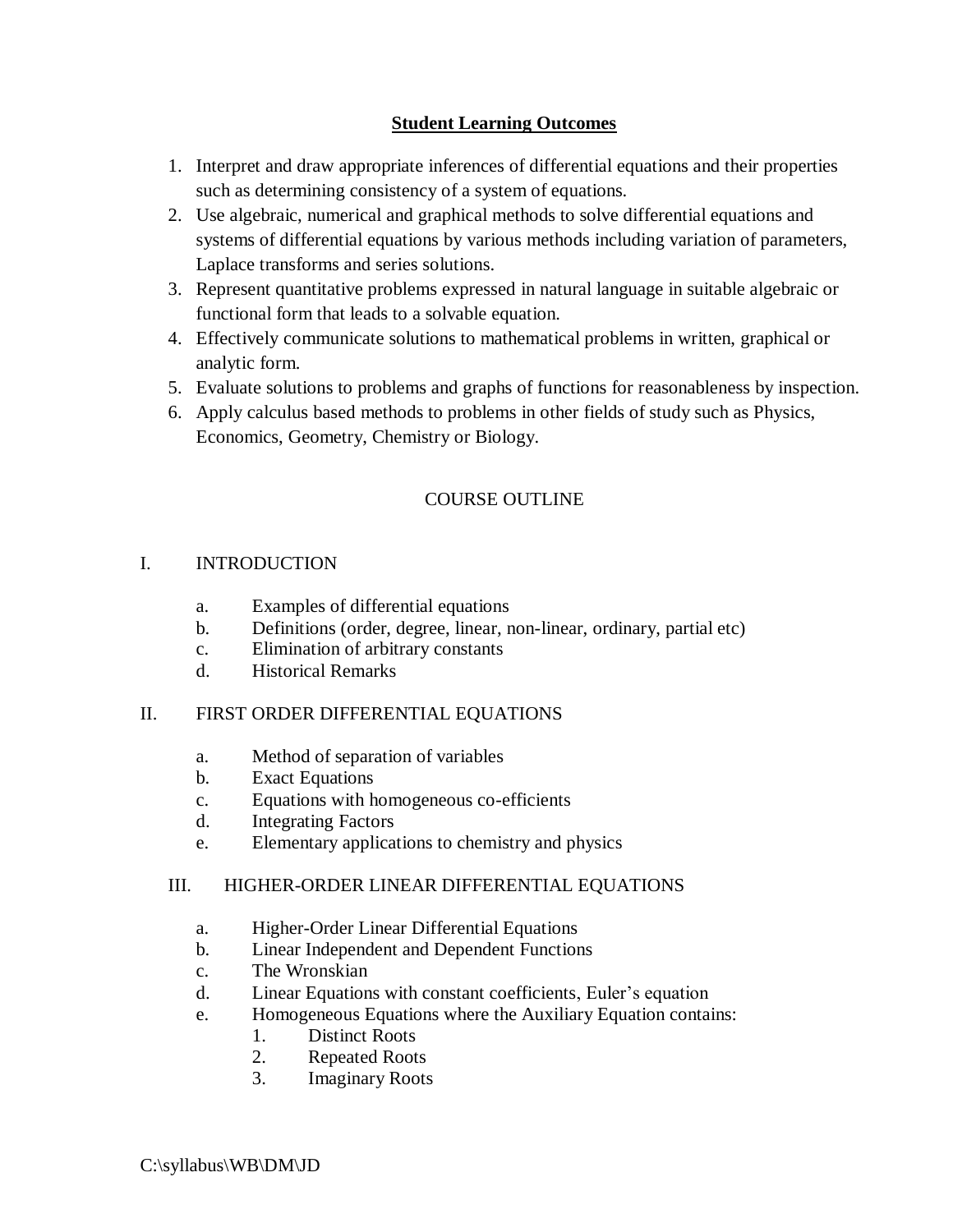## Student Learning Outcomes

1. Interpret and draw appropriate inferences of differential equations and their properties such as determining consistency of a system of equations.
2. Use algebraic, numerical and graphical methods to solve differential equations and systems of differential equations by various methods including variation of parameters, Laplace transforms and series solutions.
3. Represent quantitative problems expressed in natural language in suitable algebraic or functional form that leads to a solvable equation.
4. Effectively communicate solutions to mathematical problems in written, graphical or analytic form.
5. Evaluate solutions to problems and graphs of functions for reasonableness by inspection.
6. Apply calculus based methods to problems in other fields of study such as Physics, Economics, Geometry, Chemistry or Biology.

## COURSE OUTLINE

I. INTRODUCTION

- a. Examples of differential equations
- b. Definitions (order, degree, linear, non-linear, ordinary, partial etc)
- c. Elimination of arbitrary constants
- d. Historical Remarks

II. FIRST ORDER DIFFERENTIAL EQUATIONS

- a. Method of separation of variables
- b. Exact Equations
- c. Equations with homogeneous co-efficients
- d. Integrating Factors
- e. Elementary applications to chemistry and physics

III. HIGHER-ORDER LINEAR DIFFERENTIAL EQUATIONS

- a. Higher-Order Linear Differential Equations
- b. Linear Independent and Dependent Functions
- c. The Wronskian
- d. Linear Equations with constant coefficients, Euler's equation
- e. Homogeneous Equations where the Auxiliary Equation contains:
  1. Distinct Roots
  2. Repeated Roots
  3. Imaginary Roots

C:\syllabus\WB\DM\JD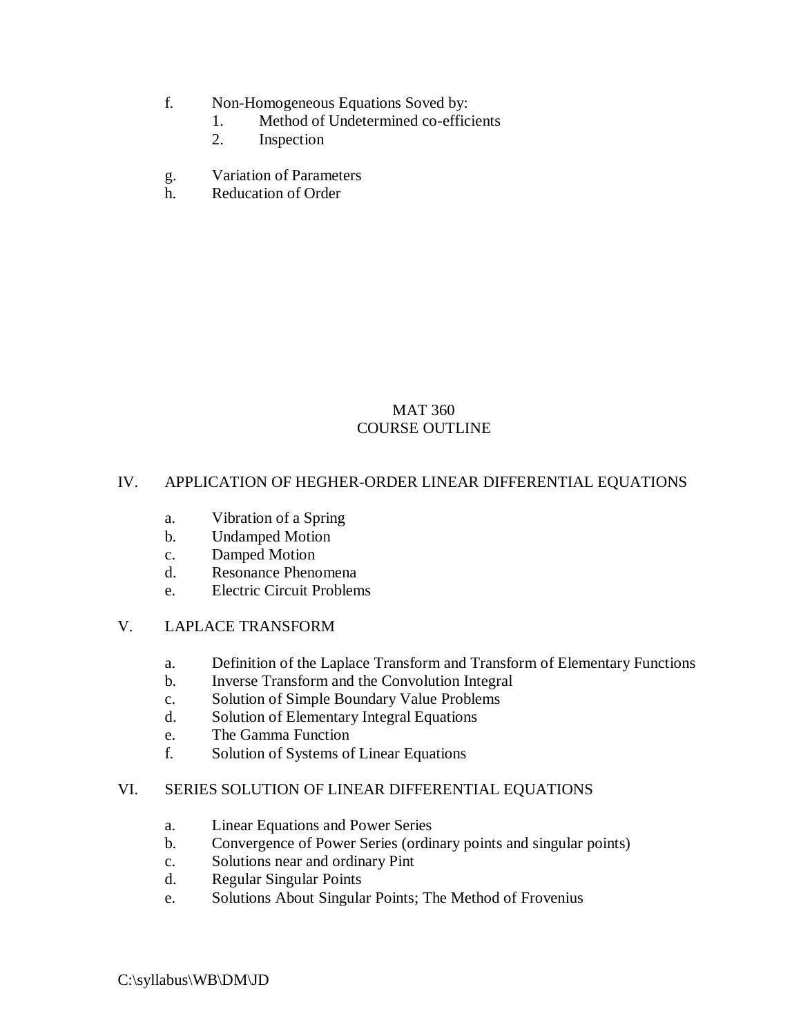f. Non-Homogeneous Equations Soved by:
   1. Method of Undetermined co-efficients
   2. Inspection

g. Variation of Parameters
h. Reducation of Order

## MAT 360
## COURSE OUTLINE

### IV. APPLICATION OF HEGHER-ORDER LINEAR DIFFERENTIAL EQUATIONS

a. Vibration of a Spring
b. Undamped Motion
c. Damped Motion
d. Resonance Phenomena
e. Electric Circuit Problems

### V. LAPLACE TRANSFORM

a. Definition of the Laplace Transform and Transform of Elementary Functions
b. Inverse Transform and the Convolution Integral
c. Solution of Simple Boundary Value Problems
d. Solution of Elementary Integral Equations
e. The Gamma Function
f. Solution of Systems of Linear Equations

### VI. SERIES SOLUTION OF LINEAR DIFFERENTIAL EQUATIONS

a. Linear Equations and Power Series
b. Convergence of Power Series (ordinary points and singular points)
c. Solutions near and ordinary Pint
d. Regular Singular Points
e. Solutions About Singular Points; The Method of Frovenius

C:\syllabus\WB\DM\JD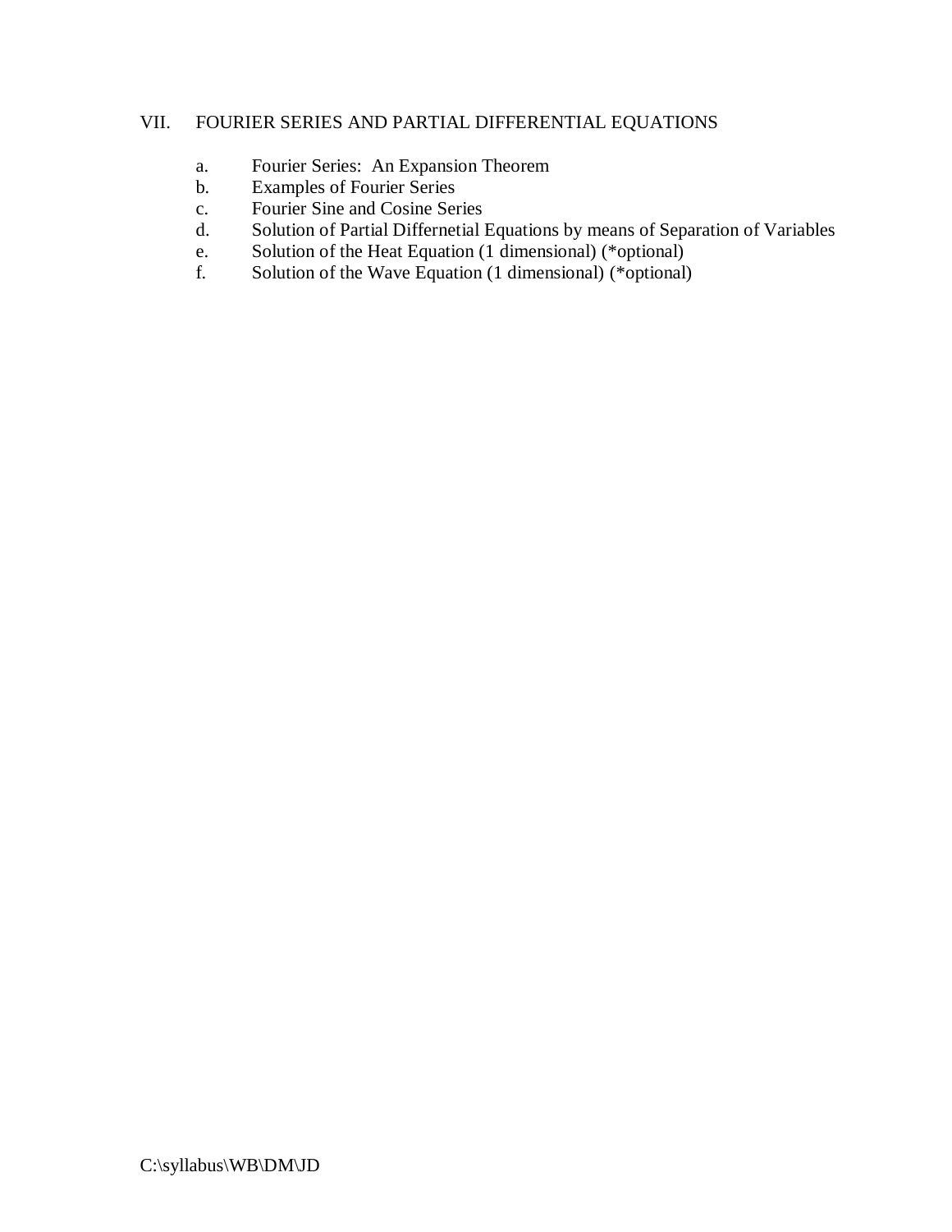## VII. FOURIER SERIES AND PARTIAL DIFFERENTIAL EQUATIONS

a. Fourier Series: An Expansion Theorem
b. Examples of Fourier Series
c. Fourier Sine and Cosine Series
d. Solution of Partial Differnetial Equations by means of Separation of Variables
e. Solution of the Heat Equation (1 dimensional) (*optional)
f. Solution of the Wave Equation (1 dimensional) (*optional)

C:\syllabus\WB\DM\JD